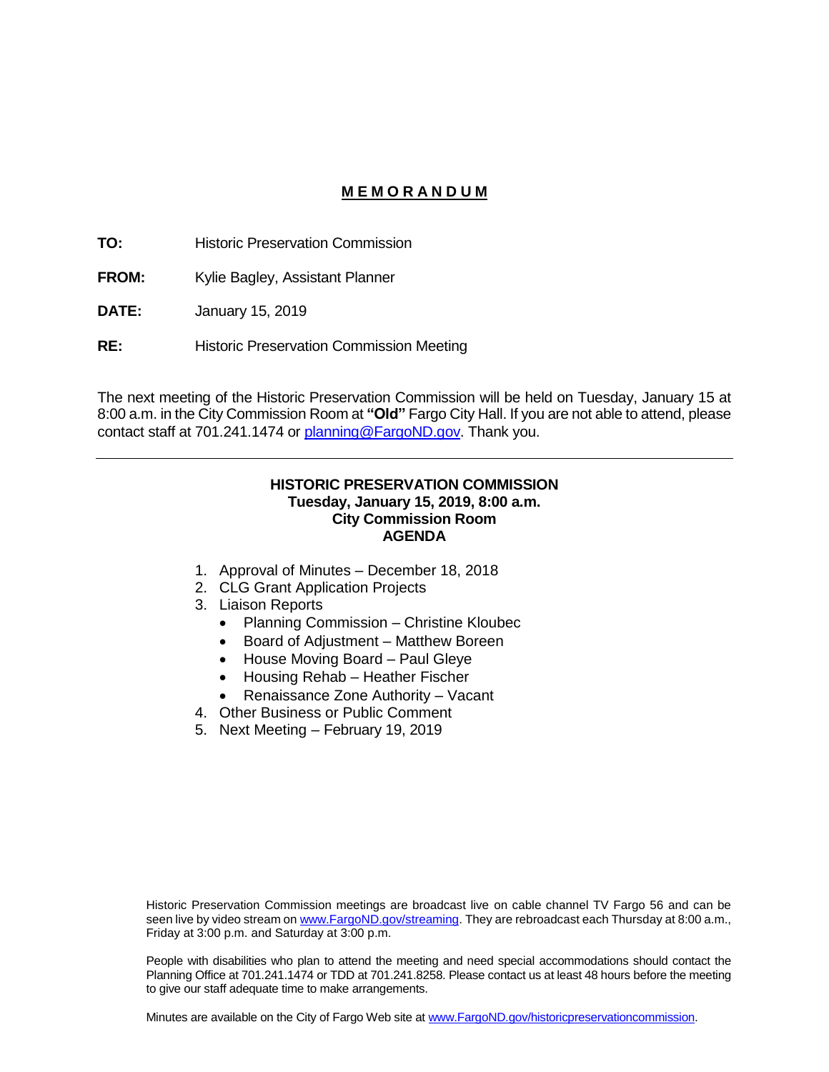# M E M O R A N D U M

**TO:** Historic Preservation Commission

**FROM:** Kylie Bagley, Assistant Planner

**DATE:** January 15, 2019

**RE:** Historic Preservation Commission Meeting

The next meeting of the Historic Preservation Commission will be held on Tuesday, January 15 at 8:00 a.m. in the City Commission Room at **"Old"** Fargo City Hall. If you are not able to attend, please contact staff at 701.241.1474 or [planning@FargoND.gov](mailto:planning@FargoND.gov). Thank you.

---

**HISTORIC PRESERVATION COMMISSION**
**Tuesday, January 15, 2019, 8:00 a.m.**
**City Commission Room**
**AGENDA**

1. Approval of Minutes – December 18, 2018
2. CLG Grant Application Projects
3. Liaison Reports
   - Planning Commission – Christine Kloubec
   - Board of Adjustment – Matthew Boreen
   - House Moving Board – Paul Gleye
   - Housing Rehab – Heather Fischer
   - Renaissance Zone Authority – Vacant
4. Other Business or Public Comment
5. Next Meeting – February 19, 2019

Historic Preservation Commission meetings are broadcast live on cable channel TV Fargo 56 and can be seen live by video stream on [www.FargoND.gov/streaming](http://www.FargoND.gov/streaming). They are rebroadcast each Thursday at 8:00 a.m., Friday at 3:00 p.m. and Saturday at 3:00 p.m.

People with disabilities who plan to attend the meeting and need special accommodations should contact the Planning Office at 701.241.1474 or TDD at 701.241.8258. Please contact us at least 48 hours before the meeting to give our staff adequate time to make arrangements.

Minutes are available on the City of Fargo Web site at [www.FargoND.gov/historicpreservationcommission](http://www.FargoND.gov/historicpreservationcommission).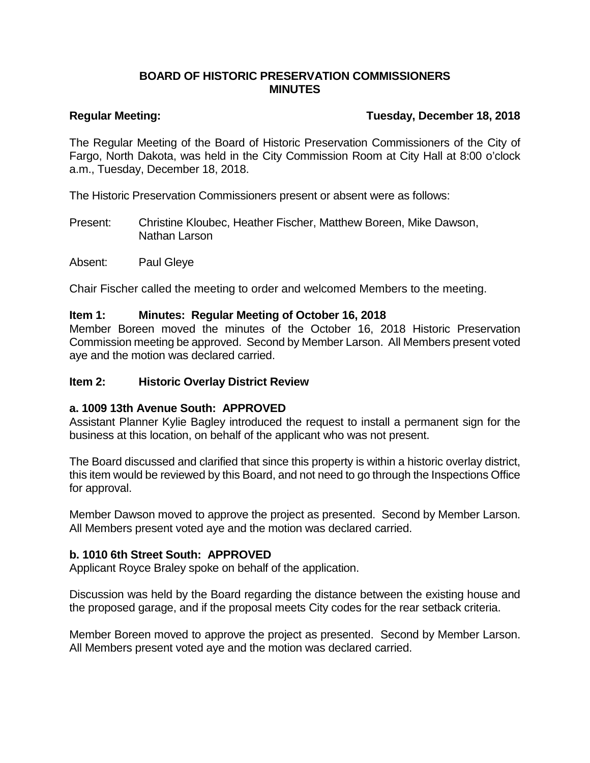**BOARD OF HISTORIC PRESERVATION COMMISSIONERS**
**MINUTES**

**Regular Meeting:** **Tuesday, December 18, 2018**

The Regular Meeting of the Board of Historic Preservation Commissioners of the City of Fargo, North Dakota, was held in the City Commission Room at City Hall at 8:00 o'clock a.m., Tuesday, December 18, 2018.

The Historic Preservation Commissioners present or absent were as follows:

Present: Christine Kloubec, Heather Fischer, Matthew Boreen, Mike Dawson, Nathan Larson

Absent: Paul Gleye

Chair Fischer called the meeting to order and welcomed Members to the meeting.

**Item 1: Minutes: Regular Meeting of October 16, 2018**

Member Boreen moved the minutes of the October 16, 2018 Historic Preservation Commission meeting be approved. Second by Member Larson. All Members present voted aye and the motion was declared carried.

**Item 2: Historic Overlay District Review**

**a. 1009 13th Avenue South: APPROVED**

Assistant Planner Kylie Bagley introduced the request to install a permanent sign for the business at this location, on behalf of the applicant who was not present.

The Board discussed and clarified that since this property is within a historic overlay district, this item would be reviewed by this Board, and not need to go through the Inspections Office for approval.

Member Dawson moved to approve the project as presented. Second by Member Larson. All Members present voted aye and the motion was declared carried.

**b. 1010 6th Street South: APPROVED**

Applicant Royce Braley spoke on behalf of the application.

Discussion was held by the Board regarding the distance between the existing house and the proposed garage, and if the proposal meets City codes for the rear setback criteria.

Member Boreen moved to approve the project as presented. Second by Member Larson. All Members present voted aye and the motion was declared carried.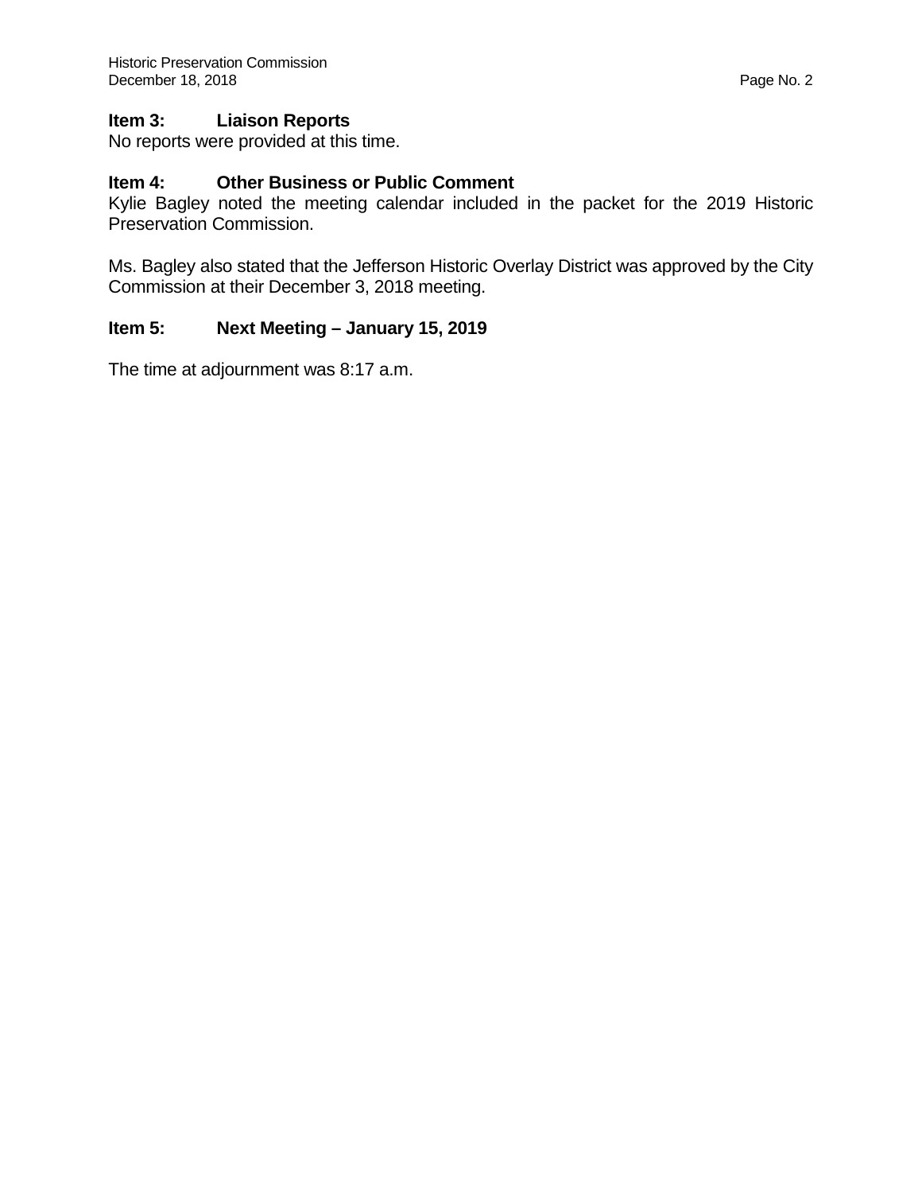**Item 3: Liaison Reports**

No reports were provided at this time.

**Item 4: Other Business or Public Comment**

Kylie Bagley noted the meeting calendar included in the packet for the 2019 Historic Preservation Commission.

Ms. Bagley also stated that the Jefferson Historic Overlay District was approved by the City Commission at their December 3, 2018 meeting.

**Item 5: Next Meeting – January 15, 2019**

The time at adjournment was 8:17 a.m.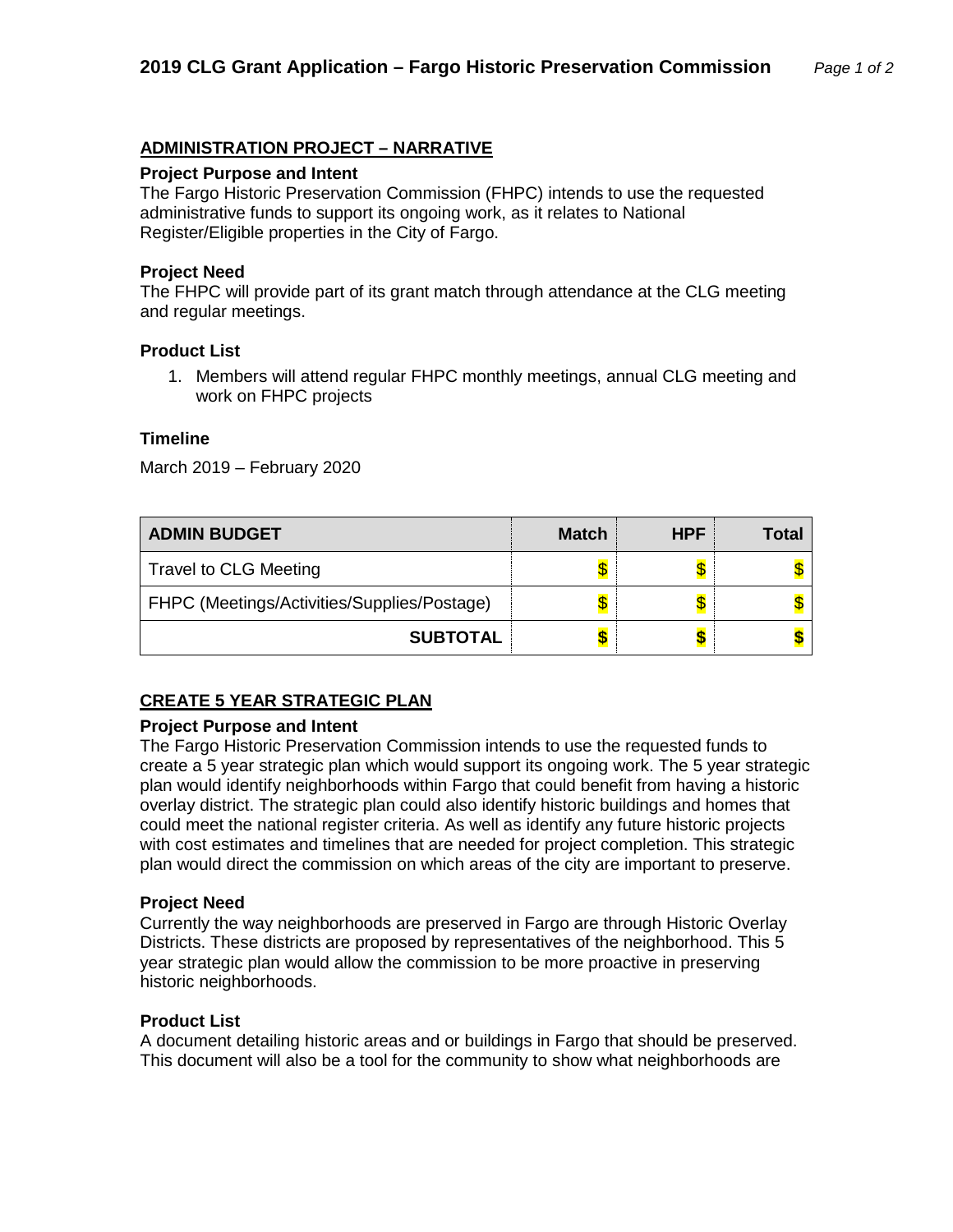## ADMINISTRATION PROJECT – NARRATIVE

### Project Purpose and Intent

The Fargo Historic Preservation Commission (FHPC) intends to use the requested administrative funds to support its ongoing work, as it relates to National Register/Eligible properties in the City of Fargo.

### Project Need

The FHPC will provide part of its grant match through attendance at the CLG meeting and regular meetings.

### Product List

1. Members will attend regular FHPC monthly meetings, annual CLG meeting and work on FHPC projects

### Timeline

March 2019 – February 2020

| ADMIN BUDGET | Match | HPF | Total |
|---|---|---|---|
| Travel to CLG Meeting | $ | $ | $ |
| FHPC (Meetings/Activities/Supplies/Postage) | $ | $ | $ |
| **SUBTOTAL** | **$** | **$** | **$** |

## CREATE 5 YEAR STRATEGIC PLAN

### Project Purpose and Intent

The Fargo Historic Preservation Commission intends to use the requested funds to create a 5 year strategic plan which would support its ongoing work. The 5 year strategic plan would identify neighborhoods within Fargo that could benefit from having a historic overlay district. The strategic plan could also identify historic buildings and homes that could meet the national register criteria. As well as identify any future historic projects with cost estimates and timelines that are needed for project completion. This strategic plan would direct the commission on which areas of the city are important to preserve.

### Project Need

Currently the way neighborhoods are preserved in Fargo are through Historic Overlay Districts. These districts are proposed by representatives of the neighborhood. This 5 year strategic plan would allow the commission to be more proactive in preserving historic neighborhoods.

### Product List

A document detailing historic areas and or buildings in Fargo that should be preserved. This document will also be a tool for the community to show what neighborhoods are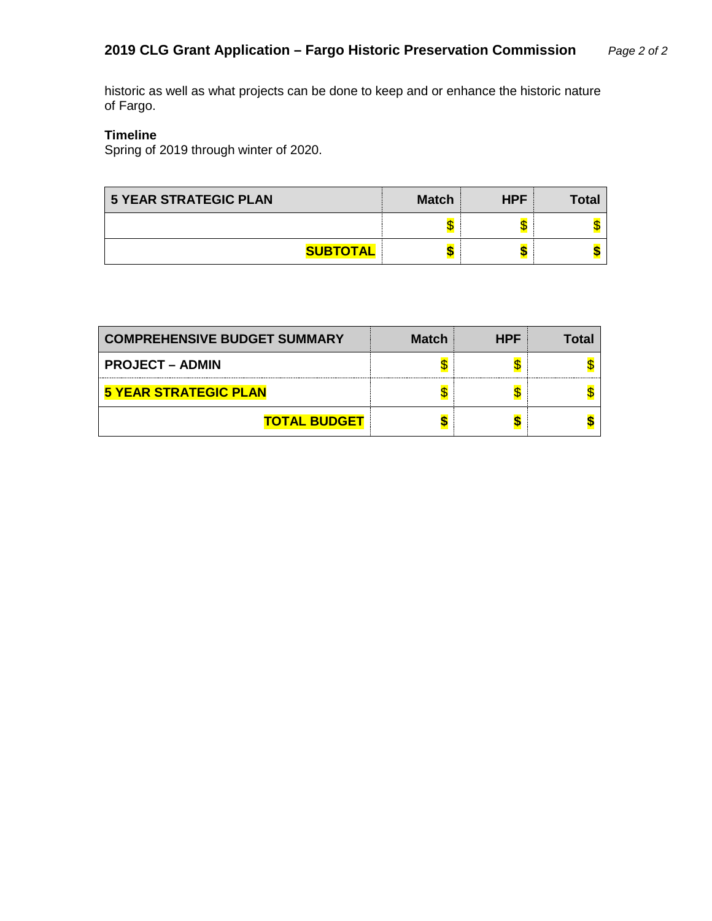historic as well as what projects can be done to keep and or enhance the historic nature of Fargo.

**Timeline**
Spring of 2019 through winter of 2020.

| 5 YEAR STRATEGIC PLAN | Match | HPF | Total |
|---|---|---|---|
| | $ | $ | $ |
| **SUBTOTAL** | **$** | **$** | **$** |

| COMPREHENSIVE BUDGET SUMMARY | Match | HPF | Total |
|---|---|---|---|
| **PROJECT – ADMIN** | $ | $ | $ |
| **5 YEAR STRATEGIC PLAN** | $ | $ | $ |
| **TOTAL BUDGET** | **$** | **$** | **$** |